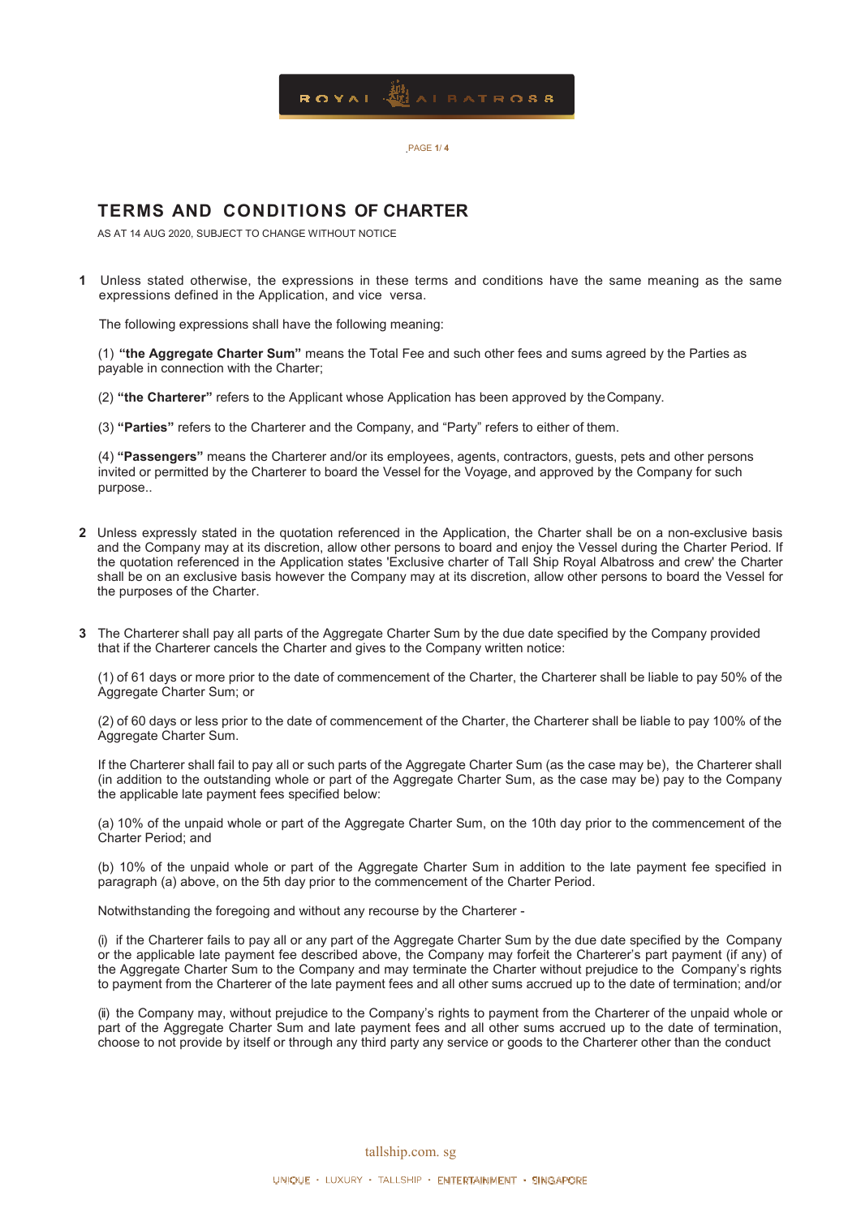# TERMS AND CONDITIONS OF CHARTER

AS AT 14 AUG 2020, SUBJECT TO CHANGE WITHOUT NOTICE

**1** Unless stated otherwise, the expressions in these terms and conditions have the same meaning as the same expressions defined in the Application, and vice versa.

The following expressions shall have the following meaning:

(1) **"the Aggregate Charter Sum"** means the Total Fee and such other fees and sums agreed by the Parties as payable in connection with the Charter;

(2) **"the Charterer"** refers to the Applicant whose Application has been approved by the Company.

(3) **"Parties"** refers to the Charterer and the Company, and "Party" refers to either of them.

(4) **"Passengers"** means the Charterer and/or its employees, agents, contractors, guests, pets and other persons invited or permitted by the Charterer to board the Vessel for the Voyage, and approved by the Company for such purpose..

**2** Unless expressly stated in the quotation referenced in the Application, the Charter shall be on a non-exclusive basis and the Company may at its discretion, allow other persons to board and enjoy the Vessel during the Charter Period. If the quotation referenced in the Application states 'Exclusive charter of Tall Ship Royal Albatross and crew' the Charter shall be on an exclusive basis however the Company may at its discretion, allow other persons to board the Vessel for the purposes of the Charter.

**3** The Charterer shall pay all parts of the Aggregate Charter Sum by the due date specified by the Company provided that if the Charterer cancels the Charter and gives to the Company written notice:

(1) of 61 days or more prior to the date of commencement of the Charter, the Charterer shall be liable to pay 50% of the Aggregate Charter Sum; or

(2) of 60 days or less prior to the date of commencement of the Charter, the Charterer shall be liable to pay 100% of the Aggregate Charter Sum.

If the Charterer shall fail to pay all or such parts of the Aggregate Charter Sum (as the case may be), the Charterer shall (in addition to the outstanding whole or part of the Aggregate Charter Sum, as the case may be) pay to the Company the applicable late payment fees specified below:

(a) 10% of the unpaid whole or part of the Aggregate Charter Sum, on the 10th day prior to the commencement of the Charter Period; and

(b) 10% of the unpaid whole or part of the Aggregate Charter Sum in addition to the late payment fee specified in paragraph (a) above, on the 5th day prior to the commencement of the Charter Period.

Notwithstanding the foregoing and without any recourse by the Charterer -

(i) if the Charterer fails to pay all or any part of the Aggregate Charter Sum by the due date specified by the Company or the applicable late payment fee described above, the Company may forfeit the Charterer's part payment (if any) of the Aggregate Charter Sum to the Company and may terminate the Charter without prejudice to the Company's rights to payment from the Charterer of the late payment fees and all other sums accrued up to the date of termination; and/or

(ii) the Company may, without prejudice to the Company's rights to payment from the Charterer of the unpaid whole or part of the Aggregate Charter Sum and late payment fees and all other sums accrued up to the date of termination, choose to not provide by itself or through any third party any service or goods to the Charterer other than the conduct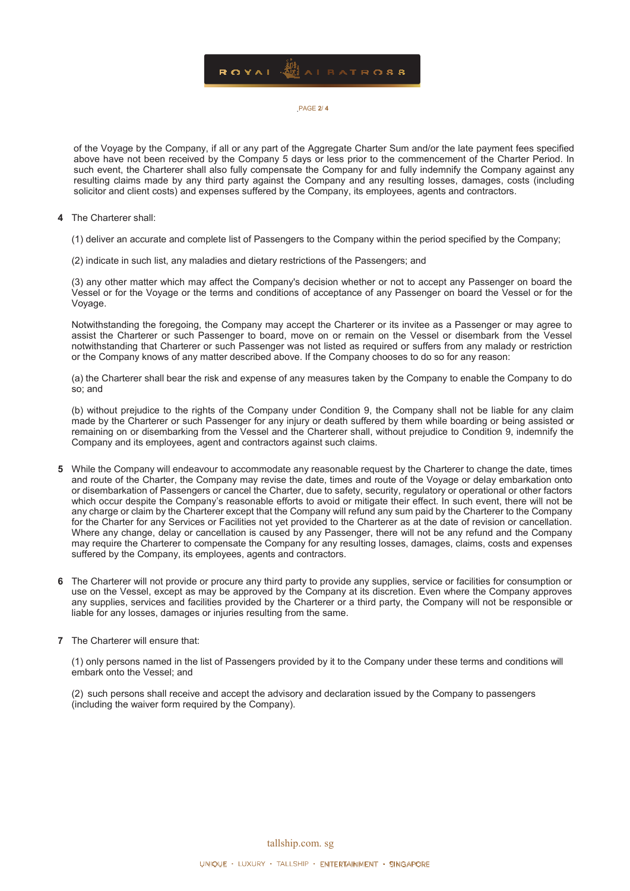of the Voyage by the Company, if all or any part of the Aggregate Charter Sum and/or the late payment fees specified above have not been received by the Company 5 days or less prior to the commencement of the Charter Period. In such event, the Charterer shall also fully compensate the Company for and fully indemnify the Company against any resulting claims made by any third party against the Company and any resulting losses, damages, costs (including solicitor and client costs) and expenses suffered by the Company, its employees, agents and contractors.

**4** The Charterer shall:

(1) deliver an accurate and complete list of Passengers to the Company within the period specified by the Company;

(2) indicate in such list, any maladies and dietary restrictions of the Passengers; and

(3) any other matter which may affect the Company's decision whether or not to accept any Passenger on board the Vessel or for the Voyage or the terms and conditions of acceptance of any Passenger on board the Vessel or for the Voyage.

Notwithstanding the foregoing, the Company may accept the Charterer or its invitee as a Passenger or may agree to assist the Charterer or such Passenger to board, move on or remain on the Vessel or disembark from the Vessel notwithstanding that Charterer or such Passenger was not listed as required or suffers from any malady or restriction or the Company knows of any matter described above. If the Company chooses to do so for any reason:

(a) the Charterer shall bear the risk and expense of any measures taken by the Company to enable the Company to do so; and

(b) without prejudice to the rights of the Company under Condition 9, the Company shall not be liable for any claim made by the Charterer or such Passenger for any injury or death suffered by them while boarding or being assisted or remaining on or disembarking from the Vessel and the Charterer shall, without prejudice to Condition 9, indemnify the Company and its employees, agent and contractors against such claims.

**5** While the Company will endeavour to accommodate any reasonable request by the Charterer to change the date, times and route of the Charter, the Company may revise the date, times and route of the Voyage or delay embarkation onto or disembarkation of Passengers or cancel the Charter, due to safety, security, regulatory or operational or other factors which occur despite the Company's reasonable efforts to avoid or mitigate their effect. In such event, there will not be any charge or claim by the Charterer except that the Company will refund any sum paid by the Charterer to the Company for the Charter for any Services or Facilities not yet provided to the Charterer as at the date of revision or cancellation. Where any change, delay or cancellation is caused by any Passenger, there will not be any refund and the Company may require the Charterer to compensate the Company for any resulting losses, damages, claims, costs and expenses suffered by the Company, its employees, agents and contractors.

**6** The Charterer will not provide or procure any third party to provide any supplies, service or facilities for consumption or use on the Vessel, except as may be approved by the Company at its discretion. Even where the Company approves any supplies, services and facilities provided by the Charterer or a third party, the Company will not be responsible or liable for any losses, damages or injuries resulting from the same.

**7** The Charterer will ensure that:

(1) only persons named in the list of Passengers provided by it to the Company under these terms and conditions will embark onto the Vessel; and

(2) such persons shall receive and accept the advisory and declaration issued by the Company to passengers (including the waiver form required by the Company).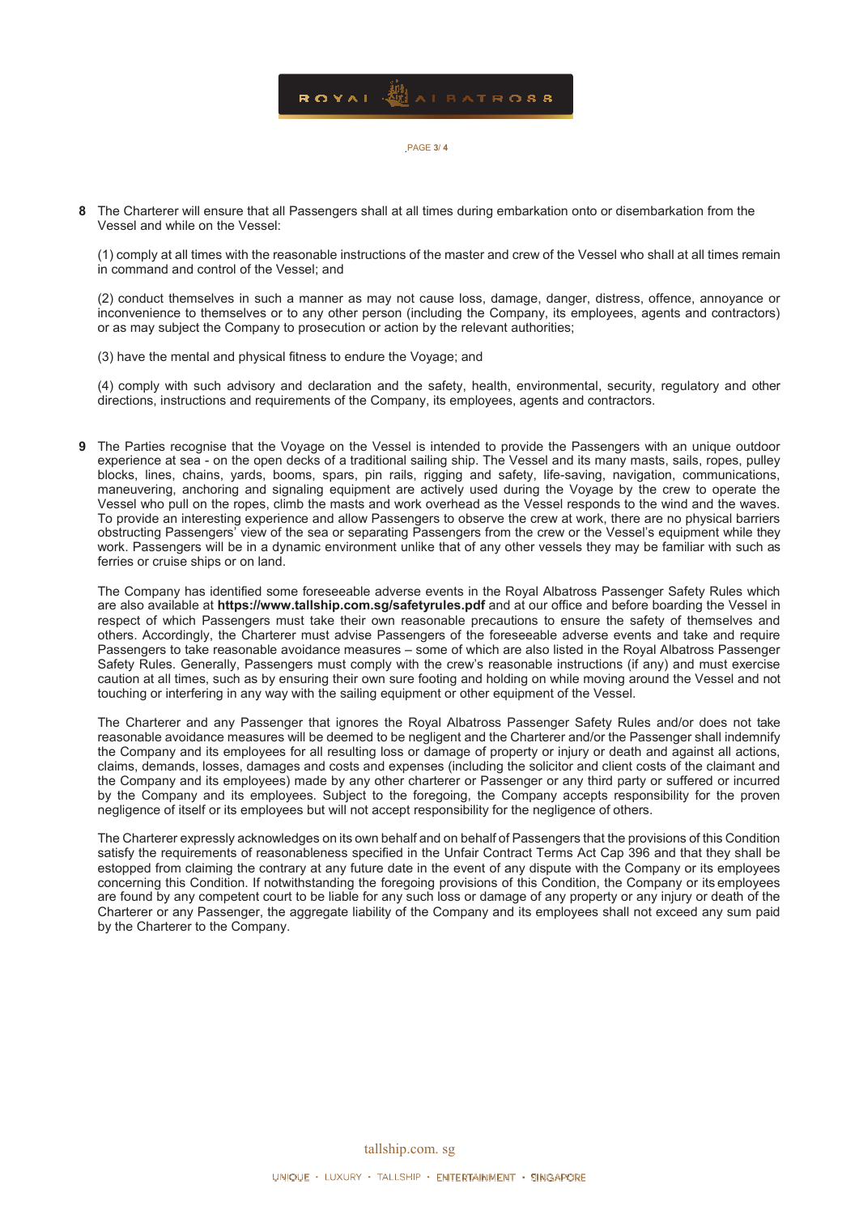**8** The Charterer will ensure that all Passengers shall at all times during embarkation onto or disembarkation from the Vessel and while on the Vessel:

(1) comply at all times with the reasonable instructions of the master and crew of the Vessel who shall at all times remain in command and control of the Vessel; and

(2) conduct themselves in such a manner as may not cause loss, damage, danger, distress, offence, annoyance or inconvenience to themselves or to any other person (including the Company, its employees, agents and contractors) or as may subject the Company to prosecution or action by the relevant authorities;

(3) have the mental and physical fitness to endure the Voyage; and

(4) comply with such advisory and declaration and the safety, health, environmental, security, regulatory and other directions, instructions and requirements of the Company, its employees, agents and contractors.

**9** The Parties recognise that the Voyage on the Vessel is intended to provide the Passengers with an unique outdoor experience at sea - on the open decks of a traditional sailing ship. The Vessel and its many masts, sails, ropes, pulley blocks, lines, chains, yards, booms, spars, pin rails, rigging and safety, life-saving, navigation, communications, maneuvering, anchoring and signaling equipment are actively used during the Voyage by the crew to operate the Vessel who pull on the ropes, climb the masts and work overhead as the Vessel responds to the wind and the waves. To provide an interesting experience and allow Passengers to observe the crew at work, there are no physical barriers obstructing Passengers' view of the sea or separating Passengers from the crew or the Vessel's equipment while they work. Passengers will be in a dynamic environment unlike that of any other vessels they may be familiar with such as ferries or cruise ships or on land.

The Company has identified some foreseeable adverse events in the Royal Albatross Passenger Safety Rules which are also available at **https://www.tallship.com.sg/safetyrules.pdf** and at our office and before boarding the Vessel in respect of which Passengers must take their own reasonable precautions to ensure the safety of themselves and others. Accordingly, the Charterer must advise Passengers of the foreseeable adverse events and take and require Passengers to take reasonable avoidance measures – some of which are also listed in the Royal Albatross Passenger Safety Rules. Generally, Passengers must comply with the crew's reasonable instructions (if any) and must exercise caution at all times, such as by ensuring their own sure footing and holding on while moving around the Vessel and not touching or interfering in any way with the sailing equipment or other equipment of the Vessel.

The Charterer and any Passenger that ignores the Royal Albatross Passenger Safety Rules and/or does not take reasonable avoidance measures will be deemed to be negligent and the Charterer and/or the Passenger shall indemnify the Company and its employees for all resulting loss or damage of property or injury or death and against all actions, claims, demands, losses, damages and costs and expenses (including the solicitor and client costs of the claimant and the Company and its employees) made by any other charterer or Passenger or any third party or suffered or incurred by the Company and its employees. Subject to the foregoing, the Company accepts responsibility for the proven negligence of itself or its employees but will not accept responsibility for the negligence of others.

The Charterer expressly acknowledges on its own behalf and on behalf of Passengers that the provisions of this Condition satisfy the requirements of reasonableness specified in the Unfair Contract Terms Act Cap 396 and that they shall be estopped from claiming the contrary at any future date in the event of any dispute with the Company or its employees concerning this Condition. If notwithstanding the foregoing provisions of this Condition, the Company or its employees are found by any competent court to be liable for any such loss or damage of any property or any injury or death of the Charterer or any Passenger, the aggregate liability of the Company and its employees shall not exceed any sum paid by the Charterer to the Company.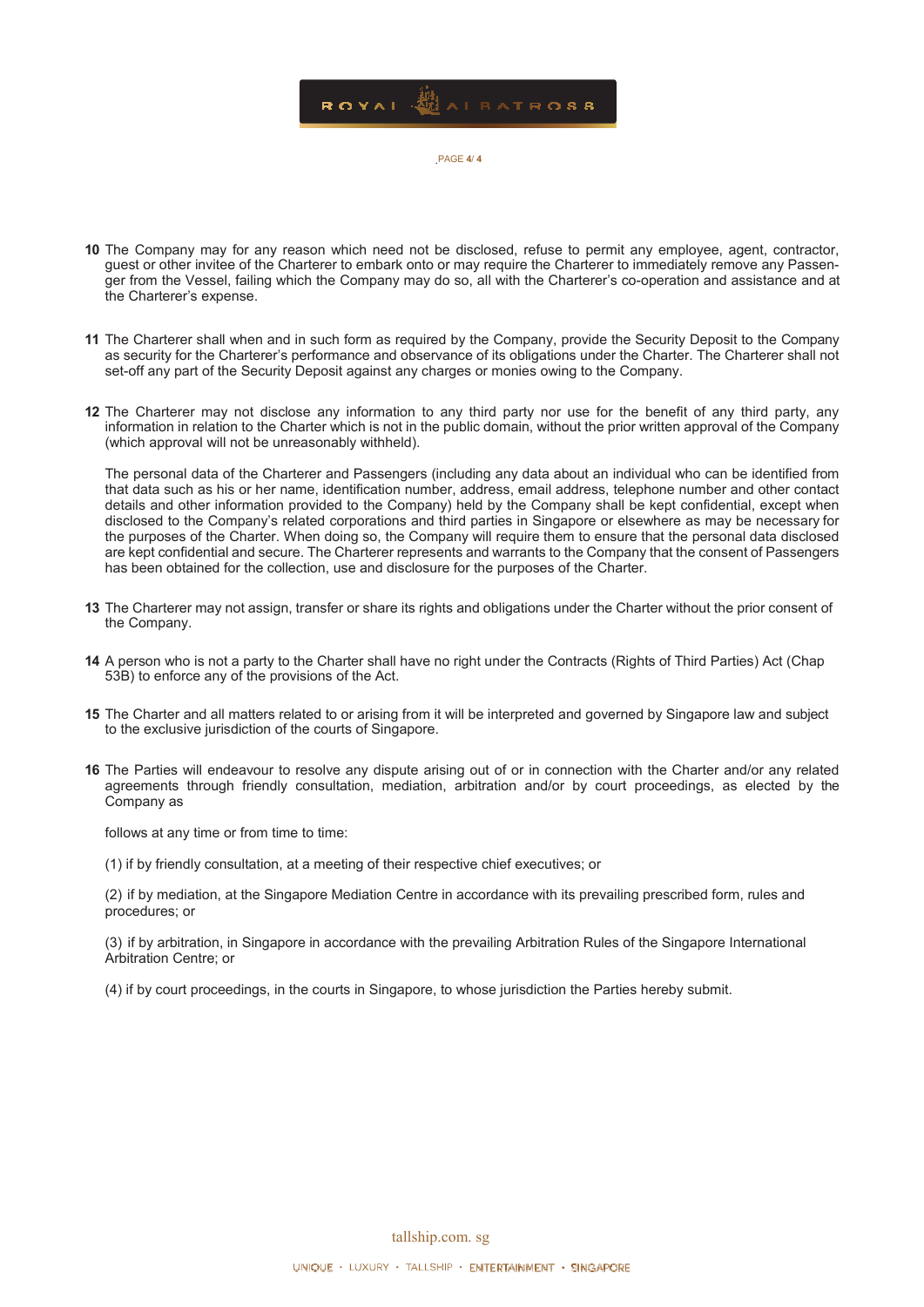**10** The Company may for any reason which need not be disclosed, refuse to permit any employee, agent, contractor, guest or other invitee of the Charterer to embark onto or may require the Charterer to immediately remove any Passenger from the Vessel, failing which the Company may do so, all with the Charterer's co-operation and assistance and at the Charterer's expense.

**11** The Charterer shall when and in such form as required by the Company, provide the Security Deposit to the Company as security for the Charterer's performance and observance of its obligations under the Charter. The Charterer shall not set-off any part of the Security Deposit against any charges or monies owing to the Company.

**12** The Charterer may not disclose any information to any third party nor use for the benefit of any third party, any information in relation to the Charter which is not in the public domain, without the prior written approval of the Company (which approval will not be unreasonably withheld).

The personal data of the Charterer and Passengers (including any data about an individual who can be identified from that data such as his or her name, identification number, address, email address, telephone number and other contact details and other information provided to the Company) held by the Company shall be kept confidential, except when disclosed to the Company's related corporations and third parties in Singapore or elsewhere as may be necessary for the purposes of the Charter. When doing so, the Company will require them to ensure that the personal data disclosed are kept confidential and secure. The Charterer represents and warrants to the Company that the consent of Passengers has been obtained for the collection, use and disclosure for the purposes of the Charter.

**13** The Charterer may not assign, transfer or share its rights and obligations under the Charter without the prior consent of the Company.

**14** A person who is not a party to the Charter shall have no right under the Contracts (Rights of Third Parties) Act (Chap 53B) to enforce any of the provisions of the Act.

**15** The Charter and all matters related to or arising from it will be interpreted and governed by Singapore law and subject to the exclusive jurisdiction of the courts of Singapore.

**16** The Parties will endeavour to resolve any dispute arising out of or in connection with the Charter and/or any related agreements through friendly consultation, mediation, arbitration and/or by court proceedings, as elected by the Company as

follows at any time or from time to time:

(1) if by friendly consultation, at a meeting of their respective chief executives; or

(2) if by mediation, at the Singapore Mediation Centre in accordance with its prevailing prescribed form, rules and procedures; or

(3) if by arbitration, in Singapore in accordance with the prevailing Arbitration Rules of the Singapore International Arbitration Centre; or

(4) if by court proceedings, in the courts in Singapore, to whose jurisdiction the Parties hereby submit.